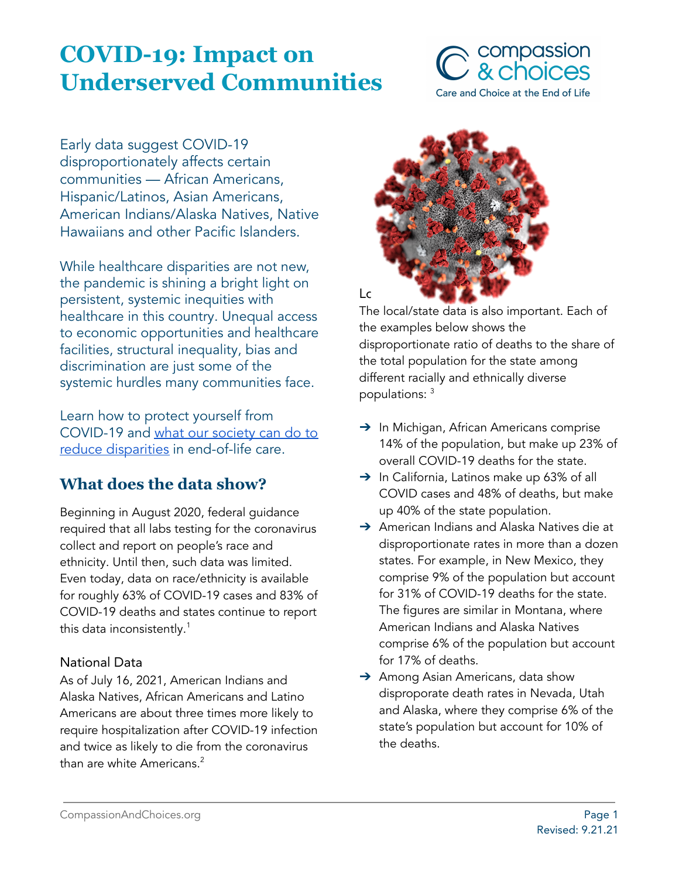# COVID-19: Impact on Underserved Communities

Early data suggest COVID-19 disproportionately affects certain communities — African Americans, Hispanic/Latinos, Asian Americans, American Indians/Alaska Natives, Native Hawaiians and other Pacific Islanders.

While healthcare disparities are not new, the pandemic is shining a bright light on persistent, systemic inequities with healthcare in this country. Unequal access to economic opportunities and healthcare facilities, structural inequality, bias and discrimination are just some of the systemic hurdles many communities face.

Learn how to protect yourself from COVID-19 and [what our society can do to reduce disparities]() in end-of-life care.

## What does the data show?

Beginning in August 2020, federal guidance required that all labs testing for the coronavirus collect and report on people's race and ethnicity. Until then, such data was limited. Even today, data on race/ethnicity is available for roughly 63% of COVID-19 cases and 83% of COVID-19 deaths and states continue to report this data inconsistently.[1]

### National Data

As of July 16, 2021, American Indians and Alaska Natives, African Americans and Latino Americans are about three times more likely to require hospitalization after COVID-19 infection and twice as likely to die from the coronavirus than are white Americans.[2]

Lc

The local/state data is also important. Each of the examples below shows the disproportionate ratio of deaths to the share of the total population for the state among different racially and ethnically diverse populations: [3]

- In Michigan, African Americans comprise 14% of the population, but make up 23% of overall COVID-19 deaths for the state.
- In California, Latinos make up 63% of all COVID cases and 48% of deaths, but make up 40% of the state population.
- American Indians and Alaska Natives die at disproportionate rates in more than a dozen states. For example, in New Mexico, they comprise 9% of the population but account for 31% of COVID-19 deaths for the state. The figures are similar in Montana, where American Indians and Alaska Natives comprise 6% of the population but account for 17% of deaths.
- Among Asian Americans, data show disproporate death rates in Nevada, Utah and Alaska, where they comprise 6% of the state's population but account for 10% of the deaths.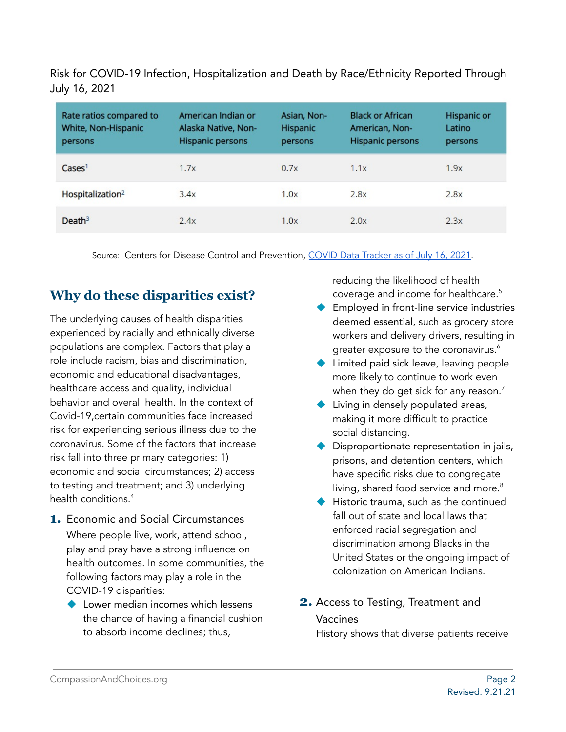Risk for COVID-19 Infection, Hospitalization and Death by Race/Ethnicity Reported Through July 16, 2021

| Rate ratios compared to White, Non-Hispanic persons | American Indian or Alaska Native, Non-Hispanic persons | Asian, Non-Hispanic persons | Black or African American, Non-Hispanic persons | Hispanic or Latino persons |
|---|---|---|---|---|
| Cases[1] | 1.7x | 0.7x | 1.1x | 1.9x |
| Hospitalization[2] | 3.4x | 1.0x | 2.8x | 2.8x |
| Death[3] | 2.4x | 1.0x | 2.0x | 2.3x |

Source: Centers for Disease Control and Prevention, COVID Data Tracker as of July 16, 2021.

## Why do these disparities exist?

The underlying causes of health disparities experienced by racially and ethnically diverse populations are complex. Factors that play a role include racism, bias and discrimination, economic and educational disadvantages, healthcare access and quality, individual behavior and overall health. In the context of Covid-19,certain communities face increased risk for experiencing serious illness due to the coronavirus. Some of the factors that increase risk fall into three primary categories: 1) economic and social circumstances; 2) access to testing and treatment; and 3) underlying health conditions.[4]

1. Economic and Social Circumstances

   Where people live, work, attend school, play and pray have a strong influence on health outcomes. In some communities, the following factors may play a role in the COVID-19 disparities:

   - Lower median incomes which lessens the chance of having a financial cushion to absorb income declines; thus, reducing the likelihood of health coverage and income for healthcare.[5]
   - Employed in front-line service industries deemed essential, such as grocery store workers and delivery drivers, resulting in greater exposure to the coronavirus.[6]
   - Limited paid sick leave, leaving people more likely to continue to work even when they do get sick for any reason.[7]
   - Living in densely populated areas, making it more difficult to practice social distancing.
   - Disproportionate representation in jails, prisons, and detention centers, which have specific risks due to congregate living, shared food service and more.[8]
   - Historic trauma, such as the continued fall out of state and local laws that enforced racial segregation and discrimination among Blacks in the United States or the ongoing impact of colonization on American Indians.

2. Access to Testing, Treatment and Vaccines

   History shows that diverse patients receive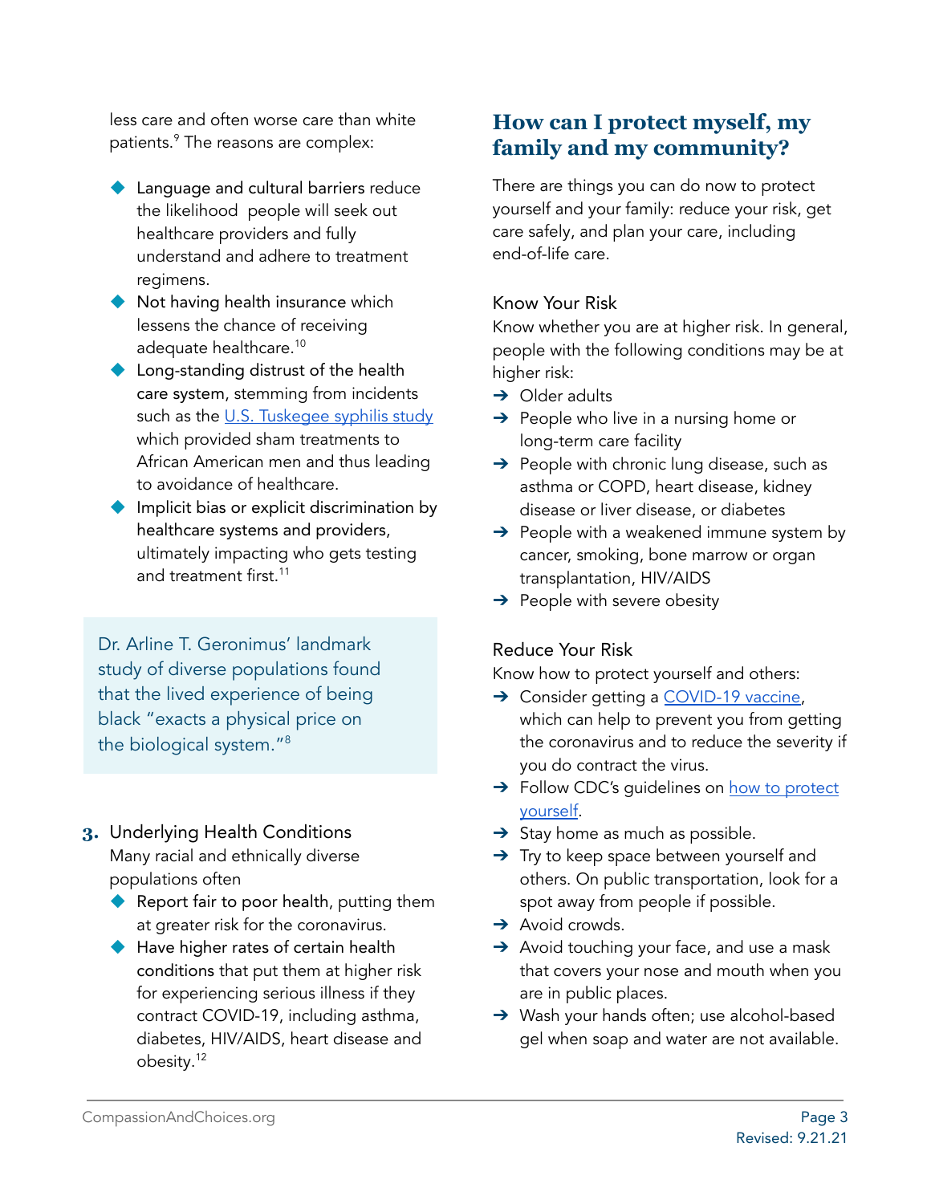less care and often worse care than white patients.[9] The reasons are complex:

- **Language and cultural barriers** reduce the likelihood people will seek out healthcare providers and fully understand and adhere to treatment regimens.
- **Not having health insurance** which lessens the chance of receiving adequate healthcare.[10]
- **Long-standing distrust of the health care system**, stemming from incidents such as the [U.S. Tuskegee syphilis study]() which provided sham treatments to African American men and thus leading to avoidance of healthcare.
- **Implicit bias or explicit discrimination by healthcare systems and providers**, ultimately impacting who gets testing and treatment first.[11]

> Dr. Arline T. Geronimus' landmark study of diverse populations found that the lived experience of being black "exacts a physical price on the biological system."[8]

3. Underlying Health Conditions
   Many racial and ethnically diverse populations often
   - **Report fair to poor health**, putting them at greater risk for the coronavirus.
   - **Have higher rates of certain health conditions** that put them at higher risk for experiencing serious illness if they contract COVID-19, including asthma, diabetes, HIV/AIDS, heart disease and obesity.[12]

## How can I protect myself, my family and my community?

There are things you can do now to protect yourself and your family: reduce your risk, get care safely, and plan your care, including end-of-life care.

### Know Your Risk

Know whether you are at higher risk. In general, people with the following conditions may be at higher risk:

- Older adults
- People who live in a nursing home or long-term care facility
- People with chronic lung disease, such as asthma or COPD, heart disease, kidney disease or liver disease, or diabetes
- People with a weakened immune system by cancer, smoking, bone marrow or organ transplantation, HIV/AIDS
- People with severe obesity

### Reduce Your Risk

Know how to protect yourself and others:

- Consider getting a [COVID-19 vaccine](), which can help to prevent you from getting the coronavirus and to reduce the severity if you do contract the virus.
- Follow CDC's guidelines on [how to protect yourself]().
- Stay home as much as possible.
- Try to keep space between yourself and others. On public transportation, look for a spot away from people if possible.
- Avoid crowds.
- Avoid touching your face, and use a mask that covers your nose and mouth when you are in public places.
- Wash your hands often; use alcohol-based gel when soap and water are not available.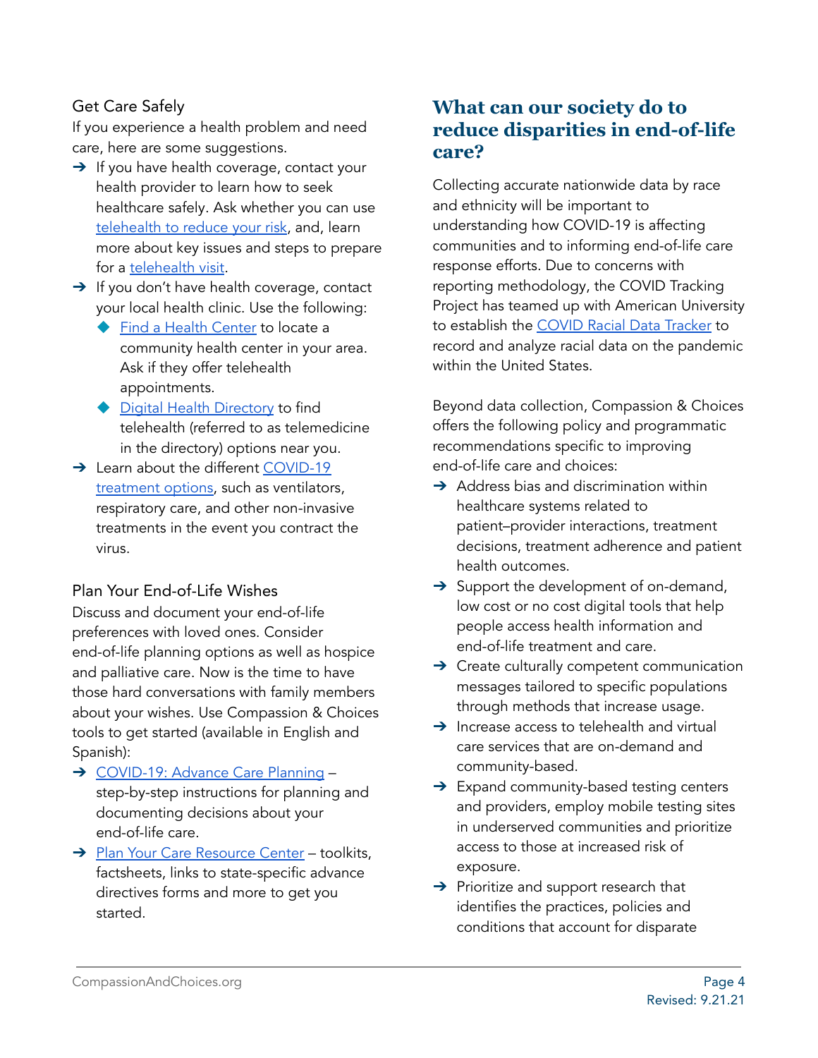### Get Care Safely

If you experience a health problem and need care, here are some suggestions.

- If you have health coverage, contact your health provider to learn how to seek healthcare safely. Ask whether you can use telehealth to reduce your risk, and, learn more about key issues and steps to prepare for a telehealth visit.
- If you don't have health coverage, contact your local health clinic. Use the following:
  - Find a Health Center to locate a community health center in your area. Ask if they offer telehealth appointments.
  - Digital Health Directory to find telehealth (referred to as telemedicine in the directory) options near you.
- Learn about the different COVID-19 treatment options, such as ventilators, respiratory care, and other non-invasive treatments in the event you contract the virus.

### Plan Your End-of-Life Wishes

Discuss and document your end-of-life preferences with loved ones. Consider end-of-life planning options as well as hospice and palliative care. Now is the time to have those hard conversations with family members about your wishes. Use Compassion & Choices tools to get started (available in English and Spanish):

- COVID-19: Advance Care Planning – step-by-step instructions for planning and documenting decisions about your end-of-life care.
- Plan Your Care Resource Center – toolkits, factsheets, links to state-specific advance directives forms and more to get you started.

## What can our society do to reduce disparities in end-of-life care?

Collecting accurate nationwide data by race and ethnicity will be important to understanding how COVID-19 is affecting communities and to informing end-of-life care response efforts. Due to concerns with reporting methodology, the COVID Tracking Project has teamed up with American University to establish the COVID Racial Data Tracker to record and analyze racial data on the pandemic within the United States.

Beyond data collection, Compassion & Choices offers the following policy and programmatic recommendations specific to improving end-of-life care and choices:

- Address bias and discrimination within healthcare systems related to patient–provider interactions, treatment decisions, treatment adherence and patient health outcomes.
- Support the development of on-demand, low cost or no cost digital tools that help people access health information and end-of-life treatment and care.
- Create culturally competent communication messages tailored to specific populations through methods that increase usage.
- Increase access to telehealth and virtual care services that are on-demand and community-based.
- Expand community-based testing centers and providers, employ mobile testing sites in underserved communities and prioritize access to those at increased risk of exposure.
- Prioritize and support research that identifies the practices, policies and conditions that account for disparate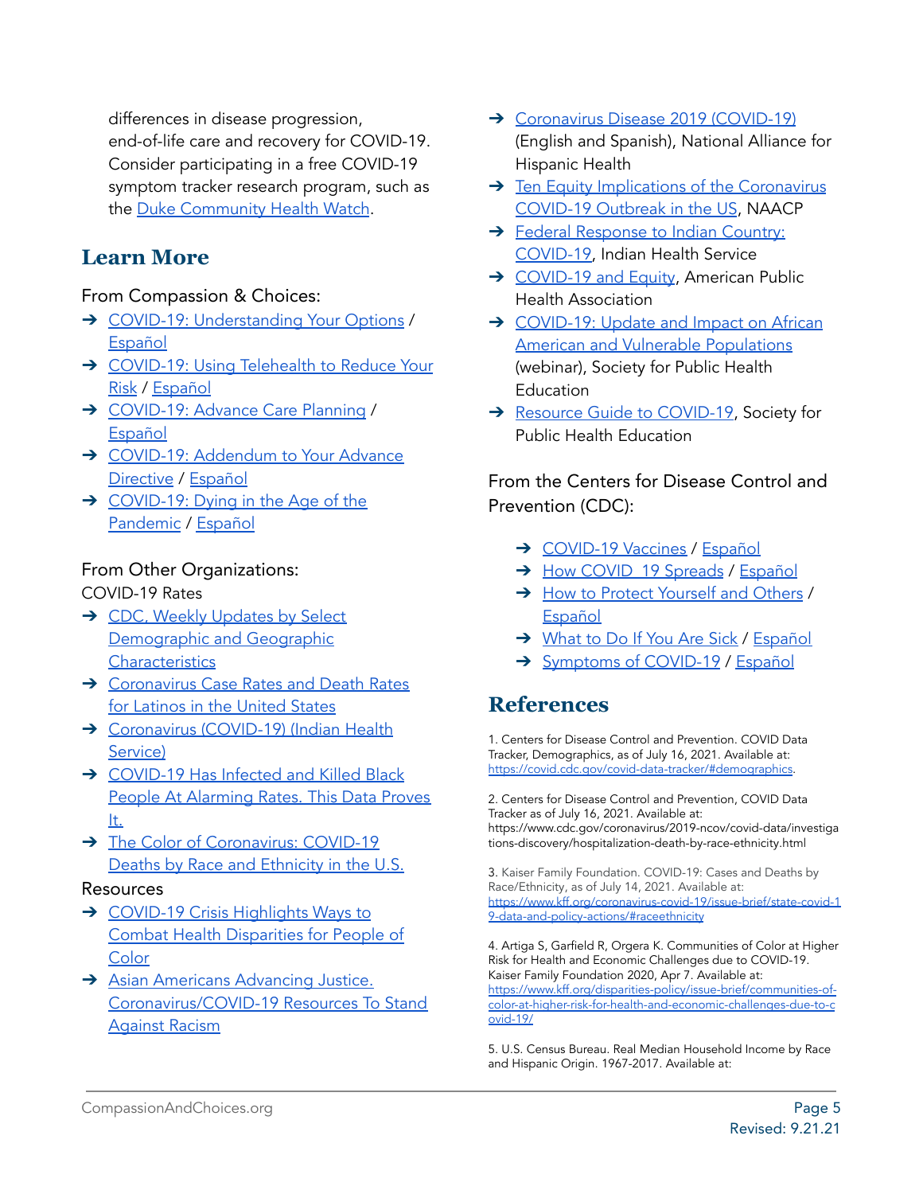differences in disease progression, end-of-life care and recovery for COVID-19. Consider participating in a free COVID-19 symptom tracker research program, such as the Duke Community Health Watch.

## Learn More

From Compassion & Choices:

- COVID-19: Understanding Your Options / Español
- COVID-19: Using Telehealth to Reduce Your Risk / Español
- COVID-19: Advance Care Planning / Español
- COVID-19: Addendum to Your Advance Directive / Español
- COVID-19: Dying in the Age of the Pandemic / Español

From Other Organizations:

COVID-19 Rates

- CDC, Weekly Updates by Select Demographic and Geographic Characteristics
- Coronavirus Case Rates and Death Rates for Latinos in the United States
- Coronavirus (COVID-19) (Indian Health Service)
- COVID-19 Has Infected and Killed Black People At Alarming Rates. This Data Proves It.
- The Color of Coronavirus: COVID-19 Deaths by Race and Ethnicity in the U.S.

Resources

- COVID-19 Crisis Highlights Ways to Combat Health Disparities for People of Color
- Asian Americans Advancing Justice. Coronavirus/COVID-19 Resources To Stand Against Racism
- Coronavirus Disease 2019 (COVID-19) (English and Spanish), National Alliance for Hispanic Health
- Ten Equity Implications of the Coronavirus COVID-19 Outbreak in the US, NAACP
- Federal Response to Indian Country: COVID-19, Indian Health Service
- COVID-19 and Equity, American Public Health Association
- COVID-19: Update and Impact on African American and Vulnerable Populations (webinar), Society for Public Health Education
- Resource Guide to COVID-19, Society for Public Health Education

From the Centers for Disease Control and Prevention (CDC):

- COVID-19 Vaccines / Español
- How COVID 19 Spreads / Español
- How to Protect Yourself and Others / Español
- What to Do If You Are Sick / Español
- Symptoms of COVID-19 / Español

## References

1. Centers for Disease Control and Prevention. COVID Data Tracker, Demographics, as of July 16, 2021. Available at: https://covid.cdc.gov/covid-data-tracker/#demographics.

2. Centers for Disease Control and Prevention, COVID Data Tracker as of July 16, 2021. Available at: https://www.cdc.gov/coronavirus/2019-ncov/covid-data/investigations-discovery/hospitalization-death-by-race-ethnicity.html

3. Kaiser Family Foundation. COVID-19: Cases and Deaths by Race/Ethnicity, as of July 14, 2021. Available at: https://www.kff.org/coronavirus-covid-19/issue-brief/state-covid-19-data-and-policy-actions/#raceethnicity

4. Artiga S, Garfield R, Orgera K. Communities of Color at Higher Risk for Health and Economic Challenges due to COVID-19. Kaiser Family Foundation 2020, Apr 7. Available at: https://www.kff.org/disparities-policy/issue-brief/communities-of-color-at-higher-risk-for-health-and-economic-challenges-due-to-covid-19/

5. U.S. Census Bureau. Real Median Household Income by Race and Hispanic Origin. 1967-2017. Available at: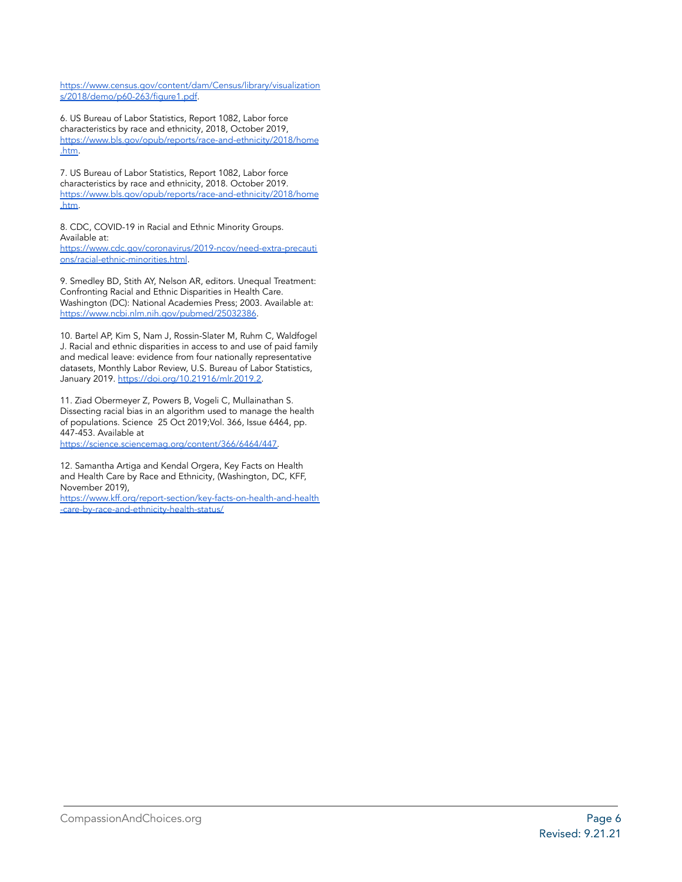https://www.census.gov/content/dam/Census/library/visualizations/2018/demo/p60-263/figure1.pdf.

6. US Bureau of Labor Statistics, Report 1082, Labor force characteristics by race and ethnicity, 2018, October 2019, https://www.bls.gov/opub/reports/race-and-ethnicity/2018/home.htm.

7. US Bureau of Labor Statistics, Report 1082, Labor force characteristics by race and ethnicity, 2018. October 2019. https://www.bls.gov/opub/reports/race-and-ethnicity/2018/home.htm.

8. CDC, COVID-19 in Racial and Ethnic Minority Groups. Available at: https://www.cdc.gov/coronavirus/2019-ncov/need-extra-precautions/racial-ethnic-minorities.html.

9. Smedley BD, Stith AY, Nelson AR, editors. Unequal Treatment: Confronting Racial and Ethnic Disparities in Health Care. Washington (DC): National Academies Press; 2003. Available at: https://www.ncbi.nlm.nih.gov/pubmed/25032386.

10. Bartel AP, Kim S, Nam J, Rossin-Slater M, Ruhm C, Waldfogel J. Racial and ethnic disparities in access to and use of paid family and medical leave: evidence from four nationally representative datasets, Monthly Labor Review, U.S. Bureau of Labor Statistics, January 2019. https://doi.org/10.21916/mlr.2019.2.

11. Ziad Obermeyer Z, Powers B, Vogeli C, Mullainathan S. Dissecting racial bias in an algorithm used to manage the health of populations. Science 25 Oct 2019;Vol. 366, Issue 6464, pp. 447-453. Available at https://science.sciencemag.org/content/366/6464/447.

12. Samantha Artiga and Kendal Orgera, Key Facts on Health and Health Care by Race and Ethnicity, (Washington, DC, KFF, November 2019), https://www.kff.org/report-section/key-facts-on-health-and-health-care-by-race-and-ethnicity-health-status/